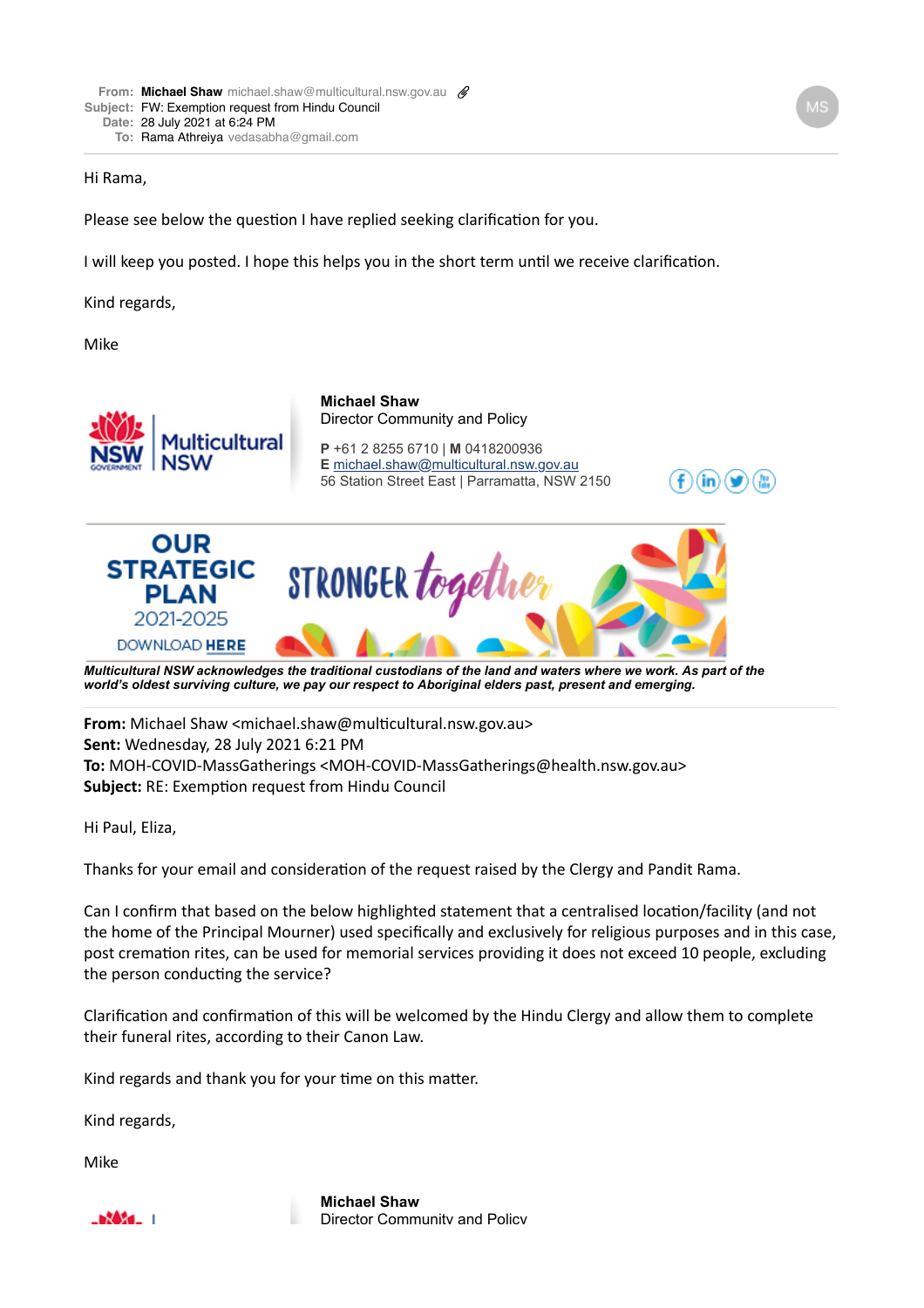**From:** Michael Shaw michael.shaw@multicultural.nsw.gov.au
**Subject:** FW: Exemption request from Hindu Council
**Date:** 28 July 2021 at 6:24 PM
**To:** Rama Athreiya vedasabha@gmail.com

Hi Rama,

Please see below the question I have replied seeking clarification for you.

I will keep you posted. I hope this helps you in the short term until we receive clarification.

Kind regards,

Mike

**Michael Shaw**
Director Community and Policy

**P** +61 2 8255 6710 | **M** 0418200936
**E** michael.shaw@multicultural.nsw.gov.au
56 Station Street East | Parramatta, NSW 2150

OUR STRATEGIC PLAN 2021-2025 DOWNLOAD HERE
STRONGER together

***Multicultural NSW acknowledges the traditional custodians of the land and waters where we work. As part of the world's oldest surviving culture, we pay our respect to Aboriginal elders past, present and emerging.***

---

**From:** Michael Shaw <michael.shaw@multicultural.nsw.gov.au>
**Sent:** Wednesday, 28 July 2021 6:21 PM
**To:** MOH-COVID-MassGatherings <MOH-COVID-MassGatherings@health.nsw.gov.au>
**Subject:** RE: Exemption request from Hindu Council

Hi Paul, Eliza,

Thanks for your email and consideration of the request raised by the Clergy and Pandit Rama.

Can I confirm that based on the below highlighted statement that a centralised location/facility (and not the home of the Principal Mourner) used specifically and exclusively for religious purposes and in this case, post cremation rites, can be used for memorial services providing it does not exceed 10 people, excluding the person conducting the service?

Clarification and confirmation of this will be welcomed by the Hindu Clergy and allow them to complete their funeral rites, according to their Canon Law.

Kind regards and thank you for your time on this matter.

Kind regards,

Mike

**Michael Shaw**
Director Community and Policy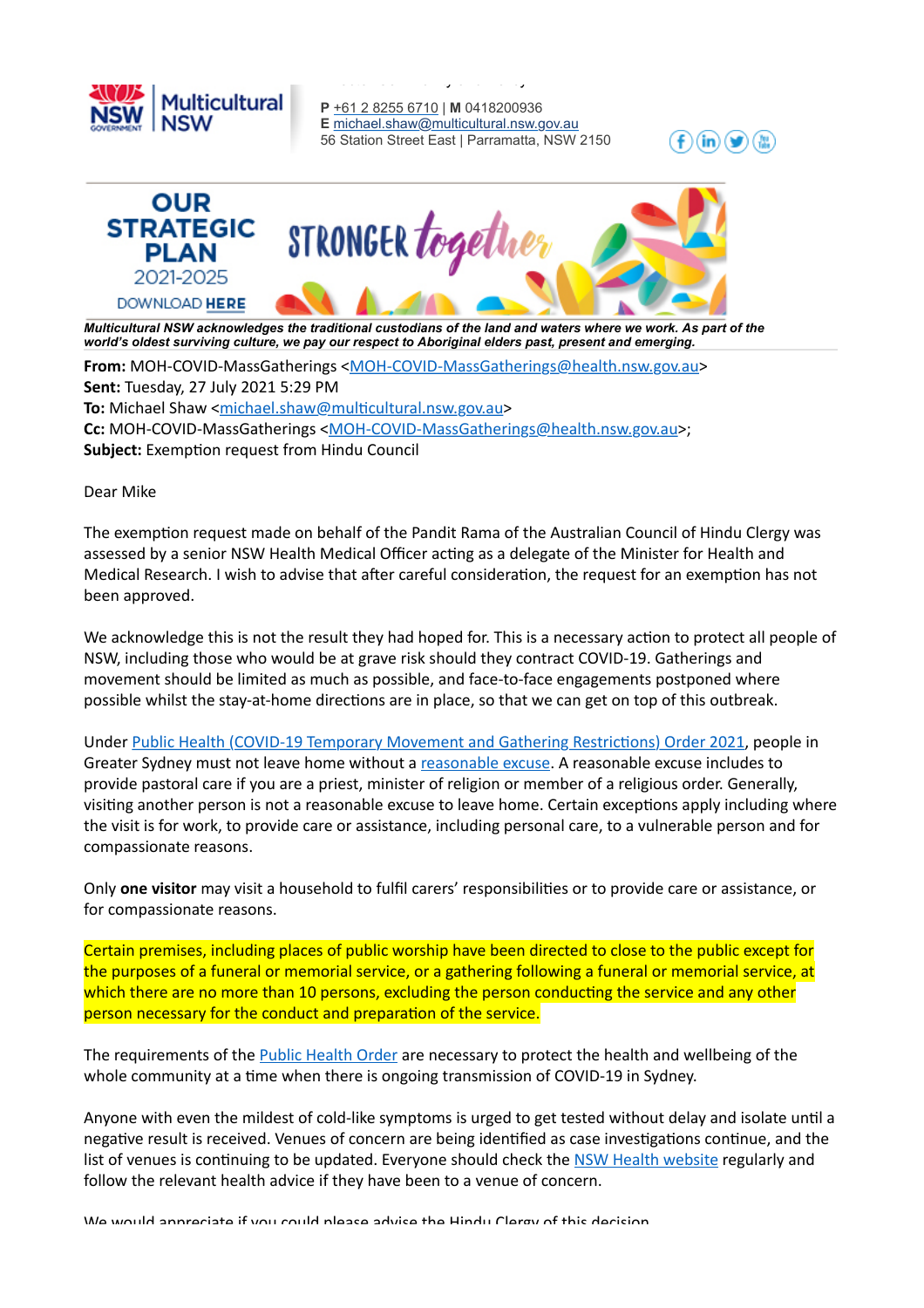P +61 2 8255 6710 | M 0418200936
E michael.shaw@multicultural.nsw.gov.au
56 Station Street East | Parramatta, NSW 2150

OUR STRATEGIC PLAN 2021-2025 DOWNLOAD HERE

STRONGER together

*Multicultural NSW acknowledges the traditional custodians of the land and waters where we work. As part of the world's oldest surviving culture, we pay our respect to Aboriginal elders past, present and emerging.*

**From:** MOH-COVID-MassGatherings <MOH-COVID-MassGatherings@health.nsw.gov.au>
**Sent:** Tuesday, 27 July 2021 5:29 PM
**To:** Michael Shaw <michael.shaw@multicultural.nsw.gov.au>
**Cc:** MOH-COVID-MassGatherings <MOH-COVID-MassGatherings@health.nsw.gov.au>;
**Subject:** Exemption request from Hindu Council

Dear Mike

The exemption request made on behalf of the Pandit Rama of the Australian Council of Hindu Clergy was assessed by a senior NSW Health Medical Officer acting as a delegate of the Minister for Health and Medical Research. I wish to advise that after careful consideration, the request for an exemption has not been approved.

We acknowledge this is not the result they had hoped for. This is a necessary action to protect all people of NSW, including those who would be at grave risk should they contract COVID-19. Gatherings and movement should be limited as much as possible, and face-to-face engagements postponed where possible whilst the stay-at-home directions are in place, so that we can get on top of this outbreak.

Under Public Health (COVID-19 Temporary Movement and Gathering Restrictions) Order 2021, people in Greater Sydney must not leave home without a reasonable excuse. A reasonable excuse includes to provide pastoral care if you are a priest, minister of religion or member of a religious order. Generally, visiting another person is not a reasonable excuse to leave home. Certain exceptions apply including where the visit is for work, to provide care or assistance, including personal care, to a vulnerable person and for compassionate reasons.

Only **one visitor** may visit a household to fulfil carers' responsibilities or to provide care or assistance, or for compassionate reasons.

Certain premises, including places of public worship have been directed to close to the public except for the purposes of a funeral or memorial service, or a gathering following a funeral or memorial service, at which there are no more than 10 persons, excluding the person conducting the service and any other person necessary for the conduct and preparation of the service.

The requirements of the Public Health Order are necessary to protect the health and wellbeing of the whole community at a time when there is ongoing transmission of COVID-19 in Sydney.

Anyone with even the mildest of cold-like symptoms is urged to get tested without delay and isolate until a negative result is received. Venues of concern are being identified as case investigations continue, and the list of venues is continuing to be updated. Everyone should check the NSW Health website regularly and follow the relevant health advice if they have been to a venue of concern.

We would appreciate if you could please advise the Hindu Clergy of this decision.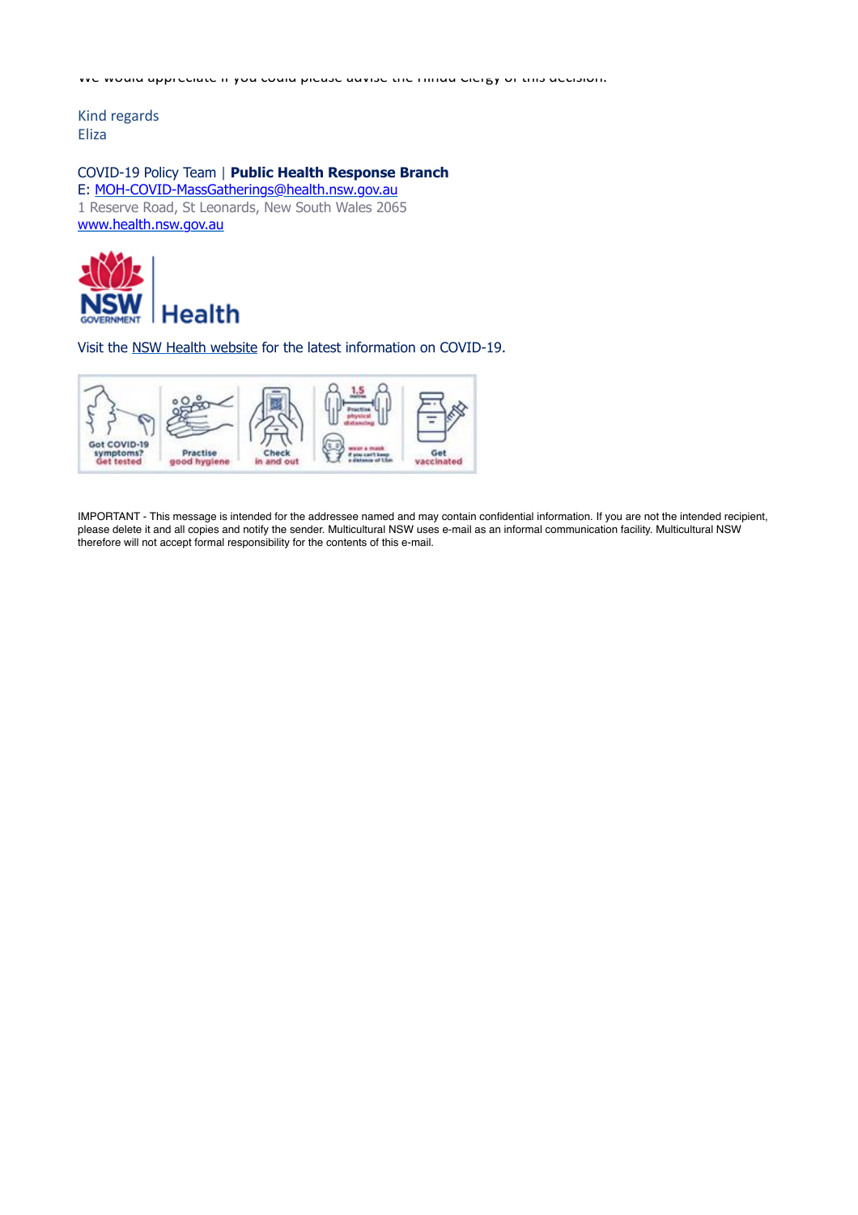We would appreciate if you could please advise the Hindu clergy of this decision.

Kind regards
Eliza

COVID-19 Policy Team | **Public Health Response Branch**
E: MOH-COVID-MassGatherings@health.nsw.gov.au
1 Reserve Road, St Leonards, New South Wales 2065
www.health.nsw.gov.au

Visit the NSW Health website for the latest information on COVID-19.

IMPORTANT - This message is intended for the addressee named and may contain confidential information. If you are not the intended recipient, please delete it and all copies and notify the sender. Multicultural NSW uses e-mail as an informal communication facility. Multicultural NSW therefore will not accept formal responsibility for the contents of this e-mail.